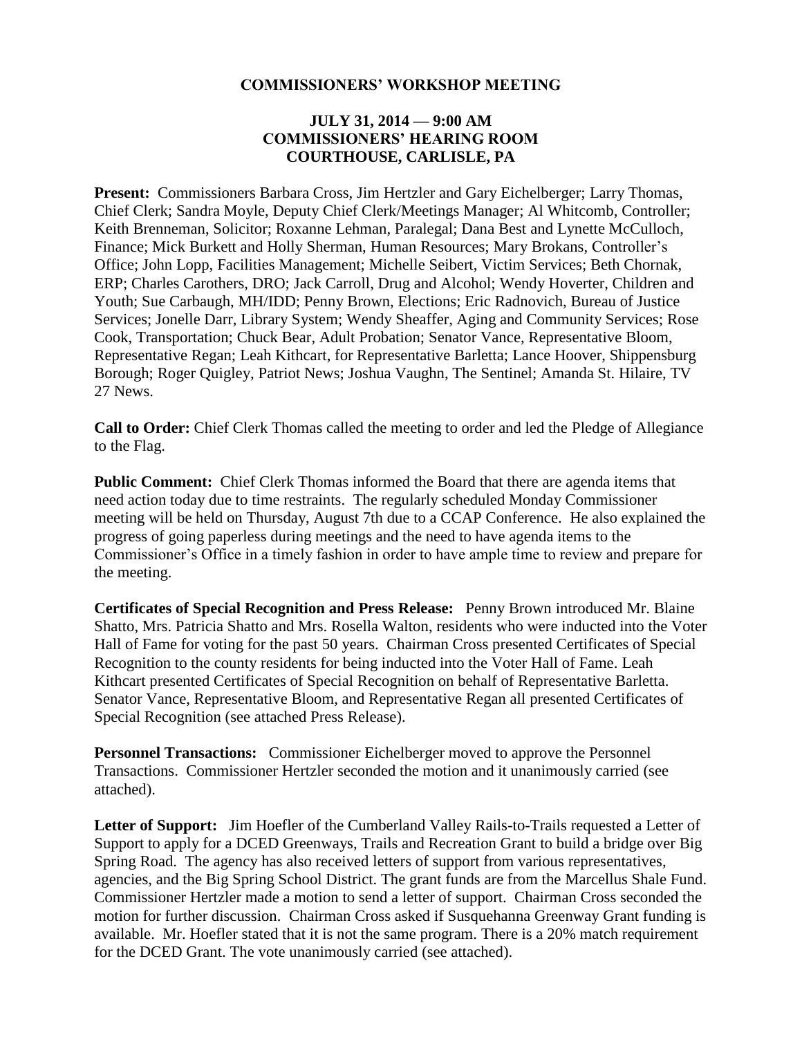# COMMISSIONERS' WORKSHOP MEETING

## JULY 31, 2014 — 9:00 AM
## COMMISSIONERS' HEARING ROOM
## COURTHOUSE, CARLISLE, PA

**Present:** Commissioners Barbara Cross, Jim Hertzler and Gary Eichelberger; Larry Thomas, Chief Clerk; Sandra Moyle, Deputy Chief Clerk/Meetings Manager; Al Whitcomb, Controller; Keith Brenneman, Solicitor; Roxanne Lehman, Paralegal; Dana Best and Lynette McCulloch, Finance; Mick Burkett and Holly Sherman, Human Resources; Mary Brokans, Controller's Office; John Lopp, Facilities Management; Michelle Seibert, Victim Services; Beth Chornak, ERP; Charles Carothers, DRO; Jack Carroll, Drug and Alcohol; Wendy Hoverter, Children and Youth; Sue Carbaugh, MH/IDD; Penny Brown, Elections; Eric Radnovich, Bureau of Justice Services; Jonelle Darr, Library System; Wendy Sheaffer, Aging and Community Services; Rose Cook, Transportation; Chuck Bear, Adult Probation; Senator Vance, Representative Bloom, Representative Regan; Leah Kithcart, for Representative Barletta; Lance Hoover, Shippensburg Borough; Roger Quigley, Patriot News; Joshua Vaughn, The Sentinel; Amanda St. Hilaire, TV 27 News.

**Call to Order:** Chief Clerk Thomas called the meeting to order and led the Pledge of Allegiance to the Flag.

**Public Comment:** Chief Clerk Thomas informed the Board that there are agenda items that need action today due to time restraints. The regularly scheduled Monday Commissioner meeting will be held on Thursday, August 7th due to a CCAP Conference. He also explained the progress of going paperless during meetings and the need to have agenda items to the Commissioner's Office in a timely fashion in order to have ample time to review and prepare for the meeting.

**Certificates of Special Recognition and Press Release:** Penny Brown introduced Mr. Blaine Shatto, Mrs. Patricia Shatto and Mrs. Rosella Walton, residents who were inducted into the Voter Hall of Fame for voting for the past 50 years. Chairman Cross presented Certificates of Special Recognition to the county residents for being inducted into the Voter Hall of Fame. Leah Kithcart presented Certificates of Special Recognition on behalf of Representative Barletta. Senator Vance, Representative Bloom, and Representative Regan all presented Certificates of Special Recognition (see attached Press Release).

**Personnel Transactions:** Commissioner Eichelberger moved to approve the Personnel Transactions. Commissioner Hertzler seconded the motion and it unanimously carried (see attached).

**Letter of Support:** Jim Hoefler of the Cumberland Valley Rails-to-Trails requested a Letter of Support to apply for a DCED Greenways, Trails and Recreation Grant to build a bridge over Big Spring Road. The agency has also received letters of support from various representatives, agencies, and the Big Spring School District. The grant funds are from the Marcellus Shale Fund. Commissioner Hertzler made a motion to send a letter of support. Chairman Cross seconded the motion for further discussion. Chairman Cross asked if Susquehanna Greenway Grant funding is available. Mr. Hoefler stated that it is not the same program. There is a 20% match requirement for the DCED Grant. The vote unanimously carried (see attached).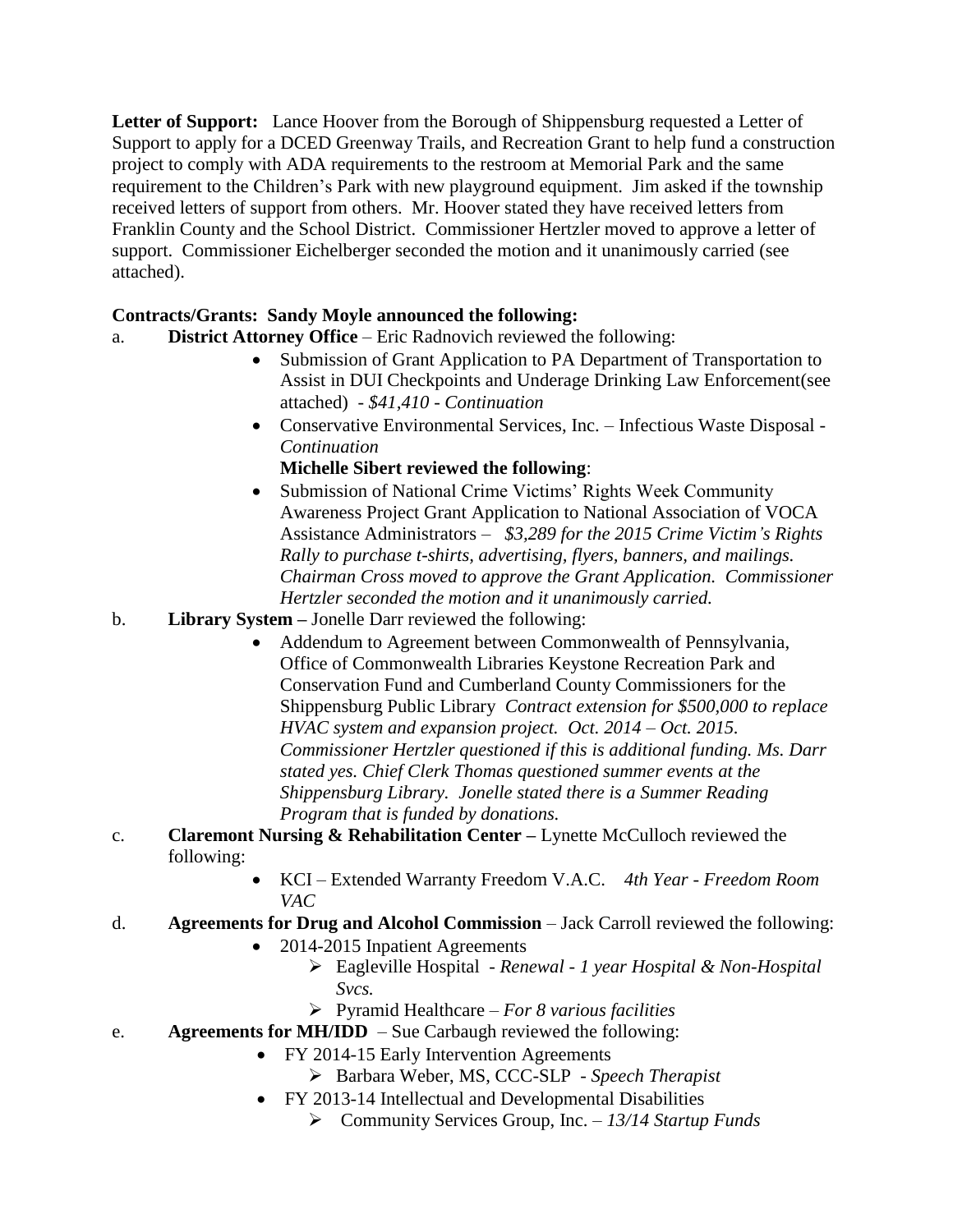**Letter of Support:** Lance Hoover from the Borough of Shippensburg requested a Letter of Support to apply for a DCED Greenway Trails, and Recreation Grant to help fund a construction project to comply with ADA requirements to the restroom at Memorial Park and the same requirement to the Children's Park with new playground equipment. Jim asked if the township received letters of support from others. Mr. Hoover stated they have received letters from Franklin County and the School District. Commissioner Hertzler moved to approve a letter of support. Commissioner Eichelberger seconded the motion and it unanimously carried (see attached).

**Contracts/Grants: Sandy Moyle announced the following:**

a. **District Attorney Office** – Eric Radnovich reviewed the following:
   - Submission of Grant Application to PA Department of Transportation to Assist in DUI Checkpoints and Underage Drinking Law Enforcement(see attached) - *$41,410 - Continuation*
   - Conservative Environmental Services, Inc. – Infectious Waste Disposal - *Continuation*

   **Michelle Sibert reviewed the following**:
   - Submission of National Crime Victims' Rights Week Community Awareness Project Grant Application to National Association of VOCA Assistance Administrators – *$3,289 for the 2015 Crime Victim's Rights Rally to purchase t-shirts, advertising, flyers, banners, and mailings. Chairman Cross moved to approve the Grant Application. Commissioner Hertzler seconded the motion and it unanimously carried.*

b. **Library System –** Jonelle Darr reviewed the following:
   - Addendum to Agreement between Commonwealth of Pennsylvania, Office of Commonwealth Libraries Keystone Recreation Park and Conservation Fund and Cumberland County Commissioners for the Shippensburg Public Library *Contract extension for $500,000 to replace HVAC system and expansion project. Oct. 2014 – Oct. 2015. Commissioner Hertzler questioned if this is additional funding. Ms. Darr stated yes. Chief Clerk Thomas questioned summer events at the Shippensburg Library. Jonelle stated there is a Summer Reading Program that is funded by donations.*

c. **Claremont Nursing & Rehabilitation Center –** Lynette McCulloch reviewed the following:
   - KCI – Extended Warranty Freedom V.A.C. *4th Year - Freedom Room VAC*

d. **Agreements for Drug and Alcohol Commission** – Jack Carroll reviewed the following:
   - 2014-2015 Inpatient Agreements
     - Eagleville Hospital - *Renewal - 1 year Hospital & Non-Hospital Svcs.*
     - Pyramid Healthcare – *For 8 various facilities*

e. **Agreements for MH/IDD** – Sue Carbaugh reviewed the following:
   - FY 2014-15 Early Intervention Agreements
     - Barbara Weber, MS, CCC-SLP - *Speech Therapist*
   - FY 2013-14 Intellectual and Developmental Disabilities
     - Community Services Group, Inc. – *13/14 Startup Funds*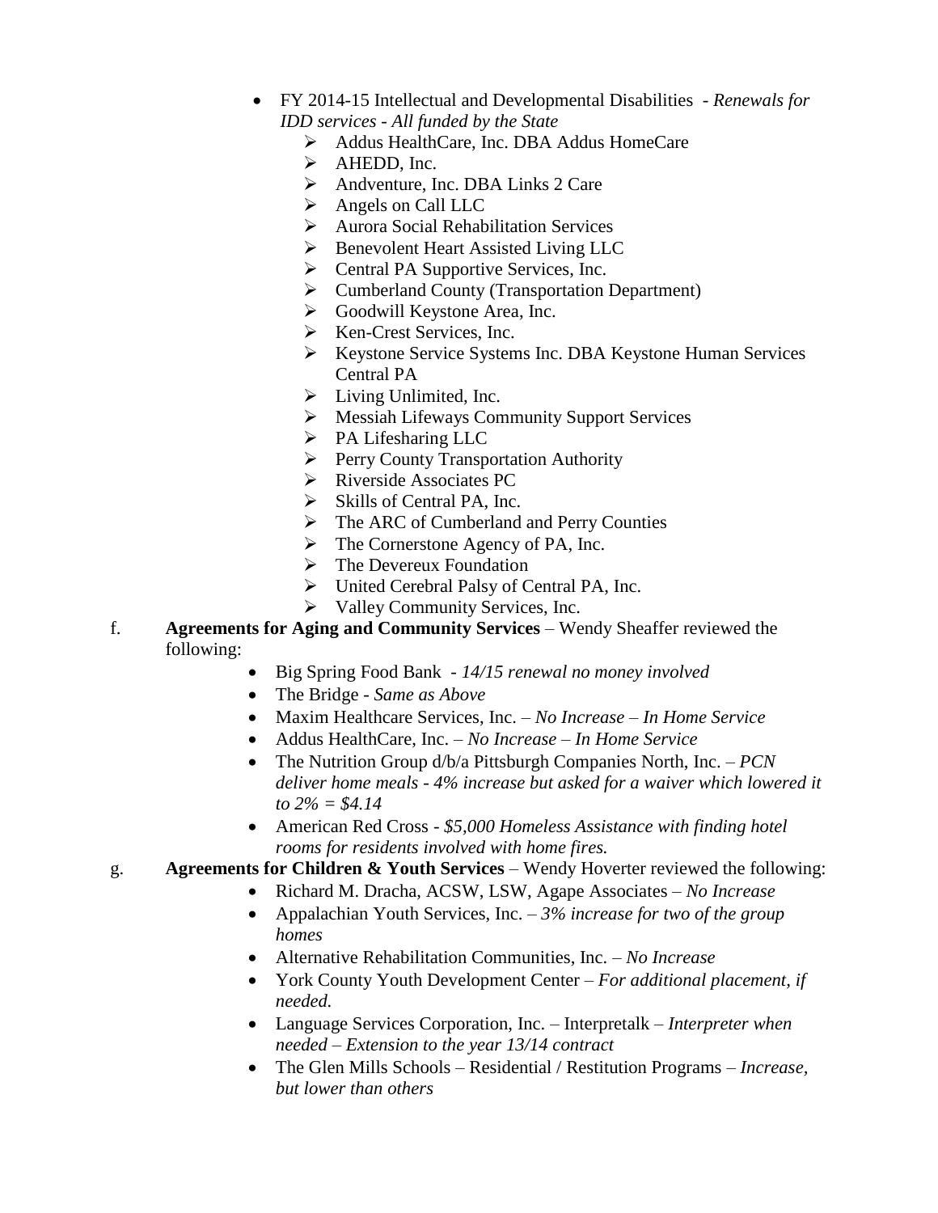- FY 2014-15 Intellectual and Developmental Disabilities - *Renewals for IDD services - All funded by the State*
  - Addus HealthCare, Inc. DBA Addus HomeCare
  - AHEDD, Inc.
  - Andventure, Inc. DBA Links 2 Care
  - Angels on Call LLC
  - Aurora Social Rehabilitation Services
  - Benevolent Heart Assisted Living LLC
  - Central PA Supportive Services, Inc.
  - Cumberland County (Transportation Department)
  - Goodwill Keystone Area, Inc.
  - Ken-Crest Services, Inc.
  - Keystone Service Systems Inc. DBA Keystone Human Services Central PA
  - Living Unlimited, Inc.
  - Messiah Lifeways Community Support Services
  - PA Lifesharing LLC
  - Perry County Transportation Authority
  - Riverside Associates PC
  - Skills of Central PA, Inc.
  - The ARC of Cumberland and Perry Counties
  - The Cornerstone Agency of PA, Inc.
  - The Devereux Foundation
  - United Cerebral Palsy of Central PA, Inc.
  - Valley Community Services, Inc.

f. **Agreements for Aging and Community Services** – Wendy Sheaffer reviewed the following:

- Big Spring Food Bank - *14/15 renewal no money involved*
- The Bridge - *Same as Above*
- Maxim Healthcare Services, Inc. – *No Increase – In Home Service*
- Addus HealthCare, Inc. – *No Increase – In Home Service*
- The Nutrition Group d/b/a Pittsburgh Companies North, Inc. – *PCN deliver home meals - 4% increase but asked for a waiver which lowered it to 2% = $4.14*
- American Red Cross - *$5,000 Homeless Assistance with finding hotel rooms for residents involved with home fires.*

g. **Agreements for Children & Youth Services** – Wendy Hoverter reviewed the following:

- Richard M. Dracha, ACSW, LSW, Agape Associates – *No Increase*
- Appalachian Youth Services, Inc. – *3% increase for two of the group homes*
- Alternative Rehabilitation Communities, Inc. – *No Increase*
- York County Youth Development Center – *For additional placement, if needed.*
- Language Services Corporation, Inc. – Interpretalk – *Interpreter when needed – Extension to the year 13/14 contract*
- The Glen Mills Schools – Residential / Restitution Programs – *Increase, but lower than others*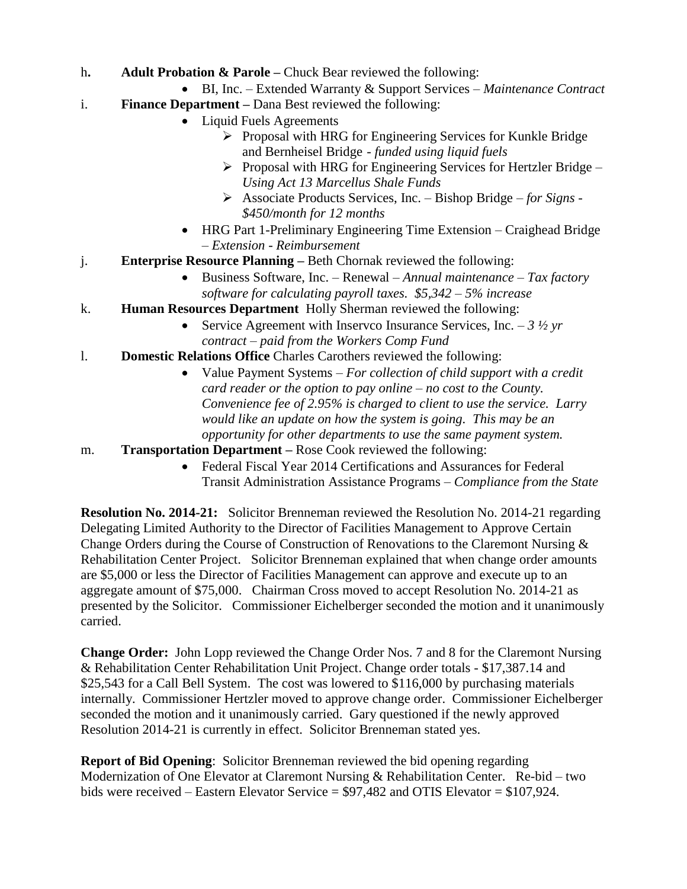h. **Adult Probation & Parole –** Chuck Bear reviewed the following:
   - BI, Inc. – Extended Warranty & Support Services – *Maintenance Contract*

i. **Finance Department –** Dana Best reviewed the following:
   - Liquid Fuels Agreements
     - Proposal with HRG for Engineering Services for Kunkle Bridge and Bernheisel Bridge - *funded using liquid fuels*
     - Proposal with HRG for Engineering Services for Hertzler Bridge – *Using Act 13 Marcellus Shale Funds*
     - Associate Products Services, Inc. – Bishop Bridge – *for Signs - $450/month for 12 months*
   - HRG Part 1-Preliminary Engineering Time Extension – Craighead Bridge – *Extension - Reimbursement*

j. **Enterprise Resource Planning –** Beth Chornak reviewed the following:
   - Business Software, Inc. – Renewal – *Annual maintenance – Tax factory software for calculating payroll taxes. $5,342 – 5% increase*

k. **Human Resources Department** Holly Sherman reviewed the following:
   - Service Agreement with Inservco Insurance Services, Inc. – *3 ½ yr contract – paid from the Workers Comp Fund*

l. **Domestic Relations Office** Charles Carothers reviewed the following:
   - Value Payment Systems – *For collection of child support with a credit card reader or the option to pay online – no cost to the County. Convenience fee of 2.95% is charged to client to use the service. Larry would like an update on how the system is going. This may be an opportunity for other departments to use the same payment system.*

m. **Transportation Department –** Rose Cook reviewed the following:
   - Federal Fiscal Year 2014 Certifications and Assurances for Federal Transit Administration Assistance Programs – *Compliance from the State*

**Resolution No. 2014-21:** Solicitor Brenneman reviewed the Resolution No. 2014-21 regarding Delegating Limited Authority to the Director of Facilities Management to Approve Certain Change Orders during the Course of Construction of Renovations to the Claremont Nursing & Rehabilitation Center Project. Solicitor Brenneman explained that when change order amounts are $5,000 or less the Director of Facilities Management can approve and execute up to an aggregate amount of $75,000. Chairman Cross moved to accept Resolution No. 2014-21 as presented by the Solicitor. Commissioner Eichelberger seconded the motion and it unanimously carried.

**Change Order:** John Lopp reviewed the Change Order Nos. 7 and 8 for the Claremont Nursing & Rehabilitation Center Rehabilitation Unit Project. Change order totals - $17,387.14 and $25,543 for a Call Bell System. The cost was lowered to $116,000 by purchasing materials internally. Commissioner Hertzler moved to approve change order. Commissioner Eichelberger seconded the motion and it unanimously carried. Gary questioned if the newly approved Resolution 2014-21 is currently in effect. Solicitor Brenneman stated yes.

**Report of Bid Opening**: Solicitor Brenneman reviewed the bid opening regarding Modernization of One Elevator at Claremont Nursing & Rehabilitation Center. Re-bid – two bids were received – Eastern Elevator Service = $97,482 and OTIS Elevator = $107,924.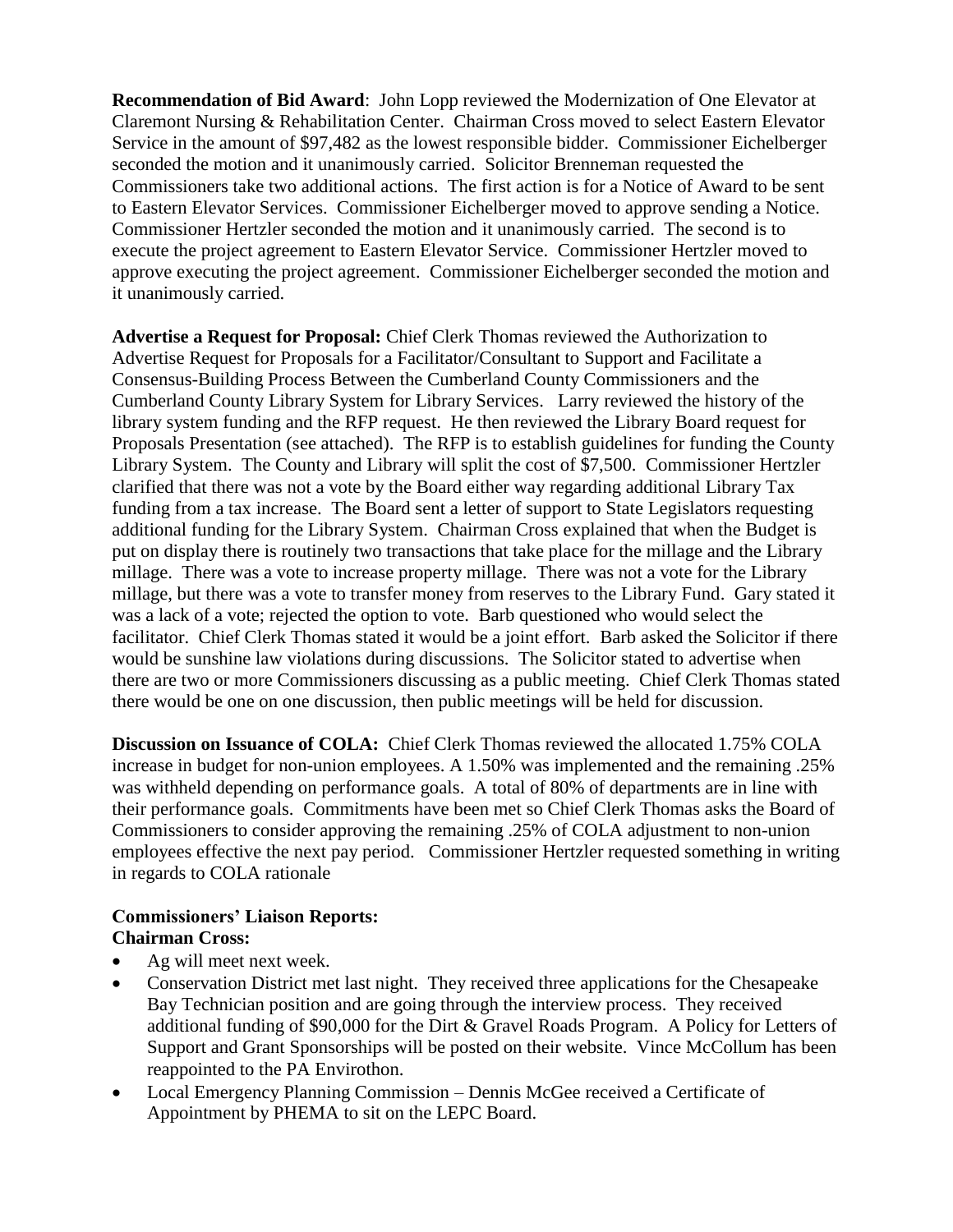**Recommendation of Bid Award**: John Lopp reviewed the Modernization of One Elevator at Claremont Nursing & Rehabilitation Center. Chairman Cross moved to select Eastern Elevator Service in the amount of $97,482 as the lowest responsible bidder. Commissioner Eichelberger seconded the motion and it unanimously carried. Solicitor Brenneman requested the Commissioners take two additional actions. The first action is for a Notice of Award to be sent to Eastern Elevator Services. Commissioner Eichelberger moved to approve sending a Notice. Commissioner Hertzler seconded the motion and it unanimously carried. The second is to execute the project agreement to Eastern Elevator Service. Commissioner Hertzler moved to approve executing the project agreement. Commissioner Eichelberger seconded the motion and it unanimously carried.

**Advertise a Request for Proposal:** Chief Clerk Thomas reviewed the Authorization to Advertise Request for Proposals for a Facilitator/Consultant to Support and Facilitate a Consensus-Building Process Between the Cumberland County Commissioners and the Cumberland County Library System for Library Services. Larry reviewed the history of the library system funding and the RFP request. He then reviewed the Library Board request for Proposals Presentation (see attached). The RFP is to establish guidelines for funding the County Library System. The County and Library will split the cost of $7,500. Commissioner Hertzler clarified that there was not a vote by the Board either way regarding additional Library Tax funding from a tax increase. The Board sent a letter of support to State Legislators requesting additional funding for the Library System. Chairman Cross explained that when the Budget is put on display there is routinely two transactions that take place for the millage and the Library millage. There was a vote to increase property millage. There was not a vote for the Library millage, but there was a vote to transfer money from reserves to the Library Fund. Gary stated it was a lack of a vote; rejected the option to vote. Barb questioned who would select the facilitator. Chief Clerk Thomas stated it would be a joint effort. Barb asked the Solicitor if there would be sunshine law violations during discussions. The Solicitor stated to advertise when there are two or more Commissioners discussing as a public meeting. Chief Clerk Thomas stated there would be one on one discussion, then public meetings will be held for discussion.

**Discussion on Issuance of COLA:** Chief Clerk Thomas reviewed the allocated 1.75% COLA increase in budget for non-union employees. A 1.50% was implemented and the remaining .25% was withheld depending on performance goals. A total of 80% of departments are in line with their performance goals. Commitments have been met so Chief Clerk Thomas asks the Board of Commissioners to consider approving the remaining .25% of COLA adjustment to non-union employees effective the next pay period. Commissioner Hertzler requested something in writing in regards to COLA rationale

**Commissioners' Liaison Reports:**
**Chairman Cross:**

- Ag will meet next week.
- Conservation District met last night. They received three applications for the Chesapeake Bay Technician position and are going through the interview process. They received additional funding of $90,000 for the Dirt & Gravel Roads Program. A Policy for Letters of Support and Grant Sponsorships will be posted on their website. Vince McCollum has been reappointed to the PA Envirothon.
- Local Emergency Planning Commission – Dennis McGee received a Certificate of Appointment by PHEMA to sit on the LEPC Board.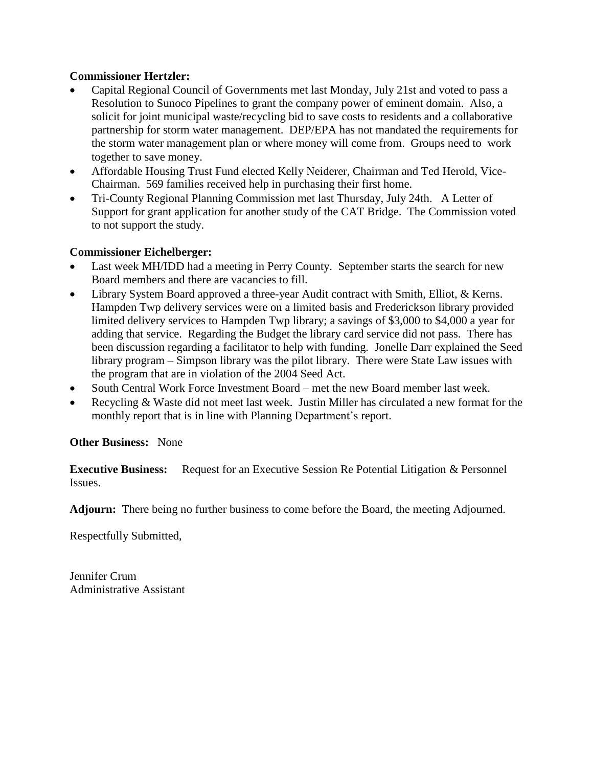**Commissioner Hertzler:**

- Capital Regional Council of Governments met last Monday, July 21st and voted to pass a Resolution to Sunoco Pipelines to grant the company power of eminent domain. Also, a solicit for joint municipal waste/recycling bid to save costs to residents and a collaborative partnership for storm water management. DEP/EPA has not mandated the requirements for the storm water management plan or where money will come from. Groups need to work together to save money.
- Affordable Housing Trust Fund elected Kelly Neiderer, Chairman and Ted Herold, Vice-Chairman. 569 families received help in purchasing their first home.
- Tri-County Regional Planning Commission met last Thursday, July 24th. A Letter of Support for grant application for another study of the CAT Bridge. The Commission voted to not support the study.

**Commissioner Eichelberger:**

- Last week MH/IDD had a meeting in Perry County. September starts the search for new Board members and there are vacancies to fill.
- Library System Board approved a three-year Audit contract with Smith, Elliot, & Kerns. Hampden Twp delivery services were on a limited basis and Frederickson library provided limited delivery services to Hampden Twp library; a savings of $3,000 to $4,000 a year for adding that service. Regarding the Budget the library card service did not pass. There has been discussion regarding a facilitator to help with funding. Jonelle Darr explained the Seed library program – Simpson library was the pilot library. There were State Law issues with the program that are in violation of the 2004 Seed Act.
- South Central Work Force Investment Board – met the new Board member last week.
- Recycling & Waste did not meet last week. Justin Miller has circulated a new format for the monthly report that is in line with Planning Department's report.

**Other Business:** None

**Executive Business:** Request for an Executive Session Re Potential Litigation & Personnel Issues.

**Adjourn:** There being no further business to come before the Board, the meeting Adjourned.

Respectfully Submitted,

Jennifer Crum
Administrative Assistant